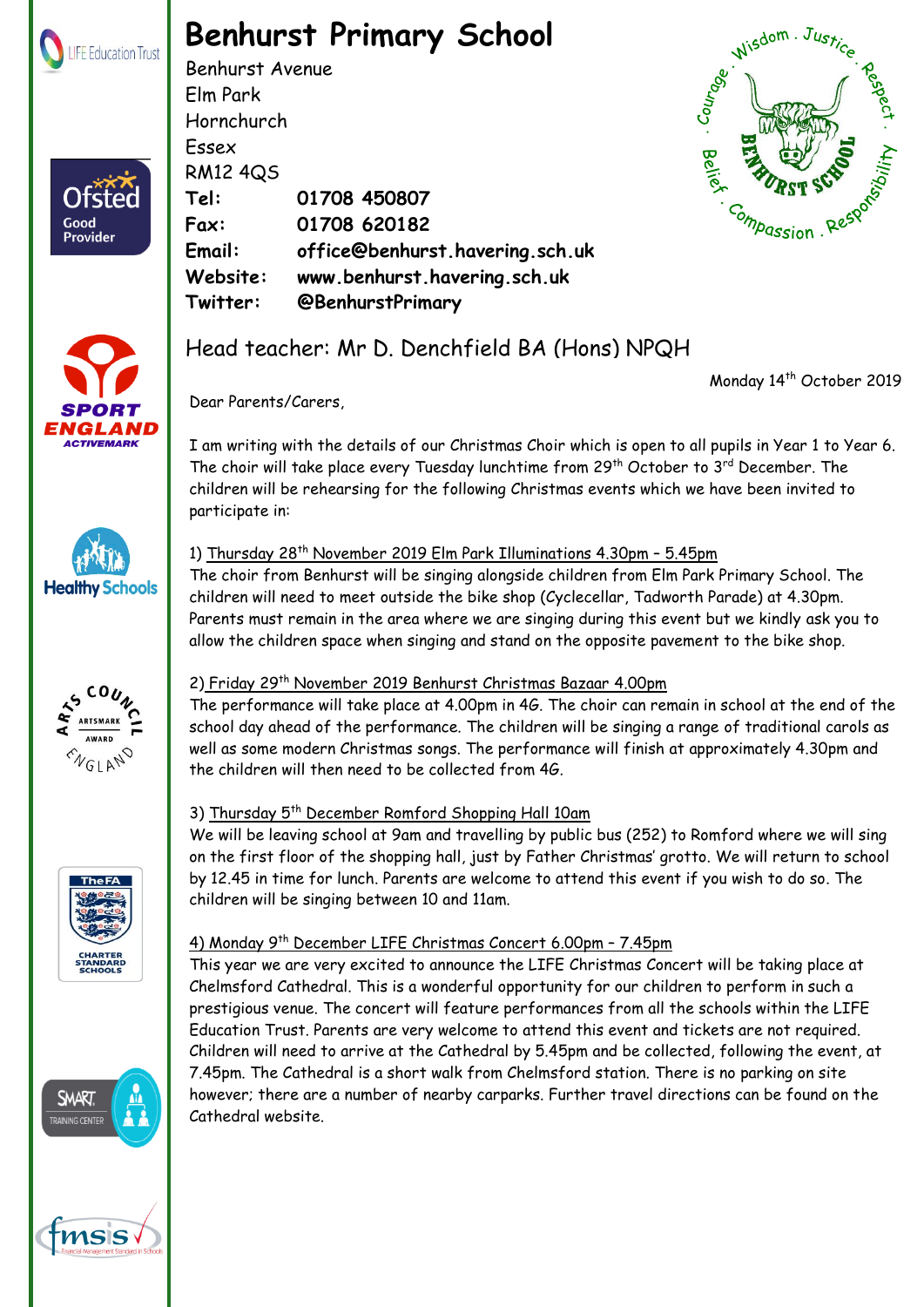# Benhurst Primary School

Benhurst Avenue
Elm Park
Hornchurch
Essex
RM12 4QS

**Tel:** 01708 450807
**Fax:** 01708 620182
**Email:** office@benhurst.havering.sch.uk
**Website:** www.benhurst.havering.sch.uk
**Twitter:** @BenhurstPrimary

Head teacher: Mr D. Denchfield BA (Hons) NPQH

Monday 14th October 2019

Dear Parents/Carers,

I am writing with the details of our Christmas Choir which is open to all pupils in Year 1 to Year 6. The choir will take place every Tuesday lunchtime from 29th October to 3rd December. The children will be rehearsing for the following Christmas events which we have been invited to participate in:

1) Thursday 28th November 2019 Elm Park Illuminations 4.30pm – 5.45pm

The choir from Benhurst will be singing alongside children from Elm Park Primary School. The children will need to meet outside the bike shop (Cyclecellar, Tadworth Parade) at 4.30pm. Parents must remain in the area where we are singing during this event but we kindly ask you to allow the children space when singing and stand on the opposite pavement to the bike shop.

2) Friday 29th November 2019 Benhurst Christmas Bazaar 4.00pm

The performance will take place at 4.00pm in 4G. The choir can remain in school at the end of the school day ahead of the performance. The children will be singing a range of traditional carols as well as some modern Christmas songs. The performance will finish at approximately 4.30pm and the children will then need to be collected from 4G.

3) Thursday 5th December Romford Shopping Hall 10am

We will be leaving school at 9am and travelling by public bus (252) to Romford where we will sing on the first floor of the shopping hall, just by Father Christmas' grotto. We will return to school by 12.45 in time for lunch. Parents are welcome to attend this event if you wish to do so. The children will be singing between 10 and 11am.

4) Monday 9th December LIFE Christmas Concert 6.00pm – 7.45pm

This year we are very excited to announce the LIFE Christmas Concert will be taking place at Chelmsford Cathedral. This is a wonderful opportunity for our children to perform in such a prestigious venue. The concert will feature performances from all the schools within the LIFE Education Trust. Parents are very welcome to attend this event and tickets are not required. Children will need to arrive at the Cathedral by 5.45pm and be collected, following the event, at 7.45pm. The Cathedral is a short walk from Chelmsford station. There is no parking on site however; there are a number of nearby carparks. Further travel directions can be found on the Cathedral website.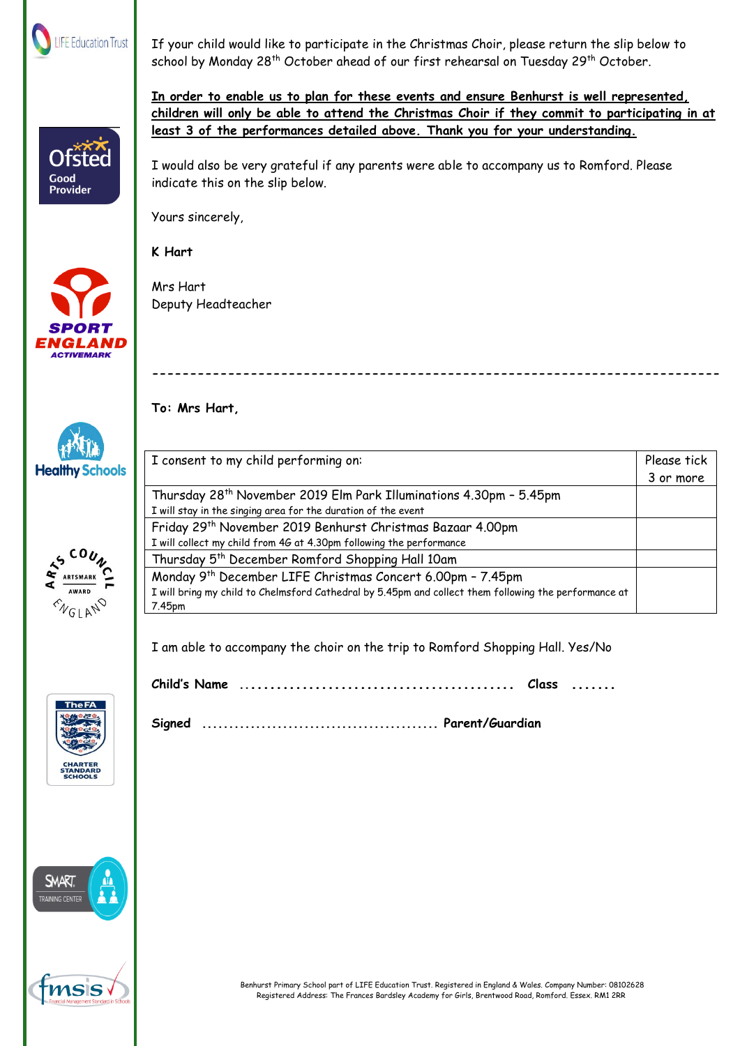If your child would like to participate in the Christmas Choir, please return the slip below to school by Monday 28th October ahead of our first rehearsal on Tuesday 29th October.

**In order to enable us to plan for these events and ensure Benhurst is well represented, children will only be able to attend the Christmas Choir if they commit to participating in at least 3 of the performances detailed above. Thank you for your understanding.**

I would also be very grateful if any parents were able to accompany us to Romford. Please indicate this on the slip below.

Yours sincerely,

**K Hart**

Mrs Hart
Deputy Headteacher

---

**To: Mrs Hart,**

| I consent to my child performing on: | Please tick 3 or more |
|---|---|
| Thursday 28th November 2019 Elm Park Illuminations 4.30pm – 5.45pm<br>I will stay in the singing area for the duration of the event | |
| Friday 29th November 2019 Benhurst Christmas Bazaar 4.00pm<br>I will collect my child from 4G at 4.30pm following the performance | |
| Thursday 5th December Romford Shopping Hall 10am | |
| Monday 9th December LIFE Christmas Concert 6.00pm – 7.45pm<br>I will bring my child to Chelmsford Cathedral by 5.45pm and collect them following the performance at 7.45pm | |

I am able to accompany the choir on the trip to Romford Shopping Hall. Yes/No

**Child's Name** .......................................... **Class** .......

**Signed** .......................................... **Parent/Guardian**

Benhurst Primary School part of LIFE Education Trust. Registered in England & Wales. Company Number: 08102628
Registered Address: The Frances Bardsley Academy for Girls, Brentwood Road, Romford. Essex. RM1 2RR